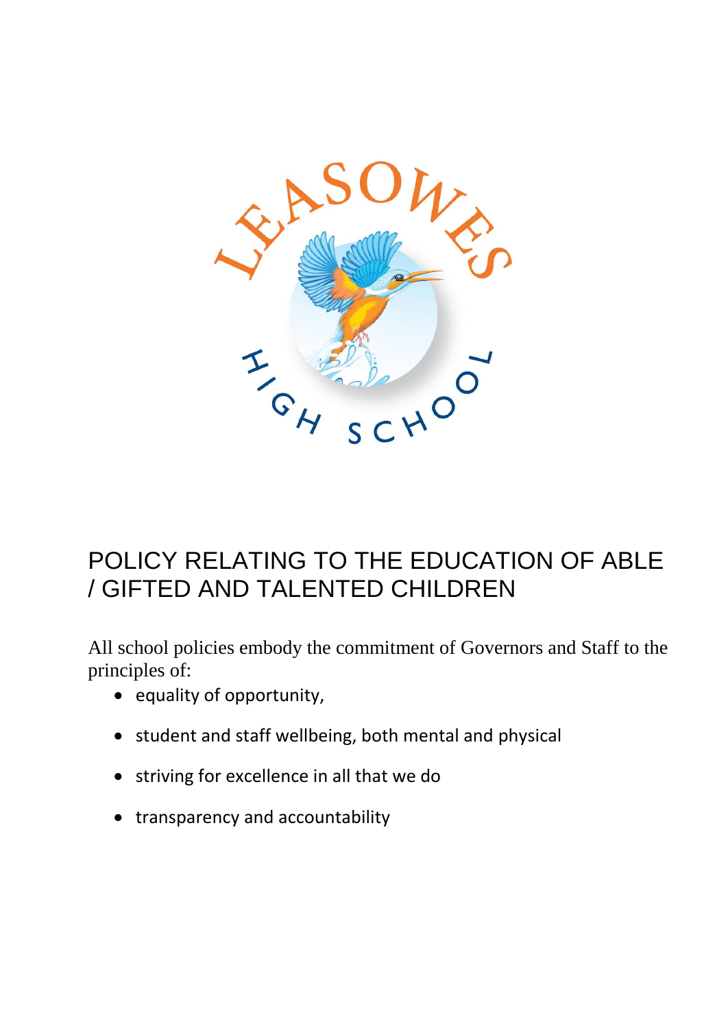# POLICY RELATING TO THE EDUCATION OF ABLE / GIFTED AND TALENTED CHILDREN

All school policies embody the commitment of Governors and Staff to the principles of:

- equality of opportunity,
- student and staff wellbeing, both mental and physical
- striving for excellence in all that we do
- transparency and accountability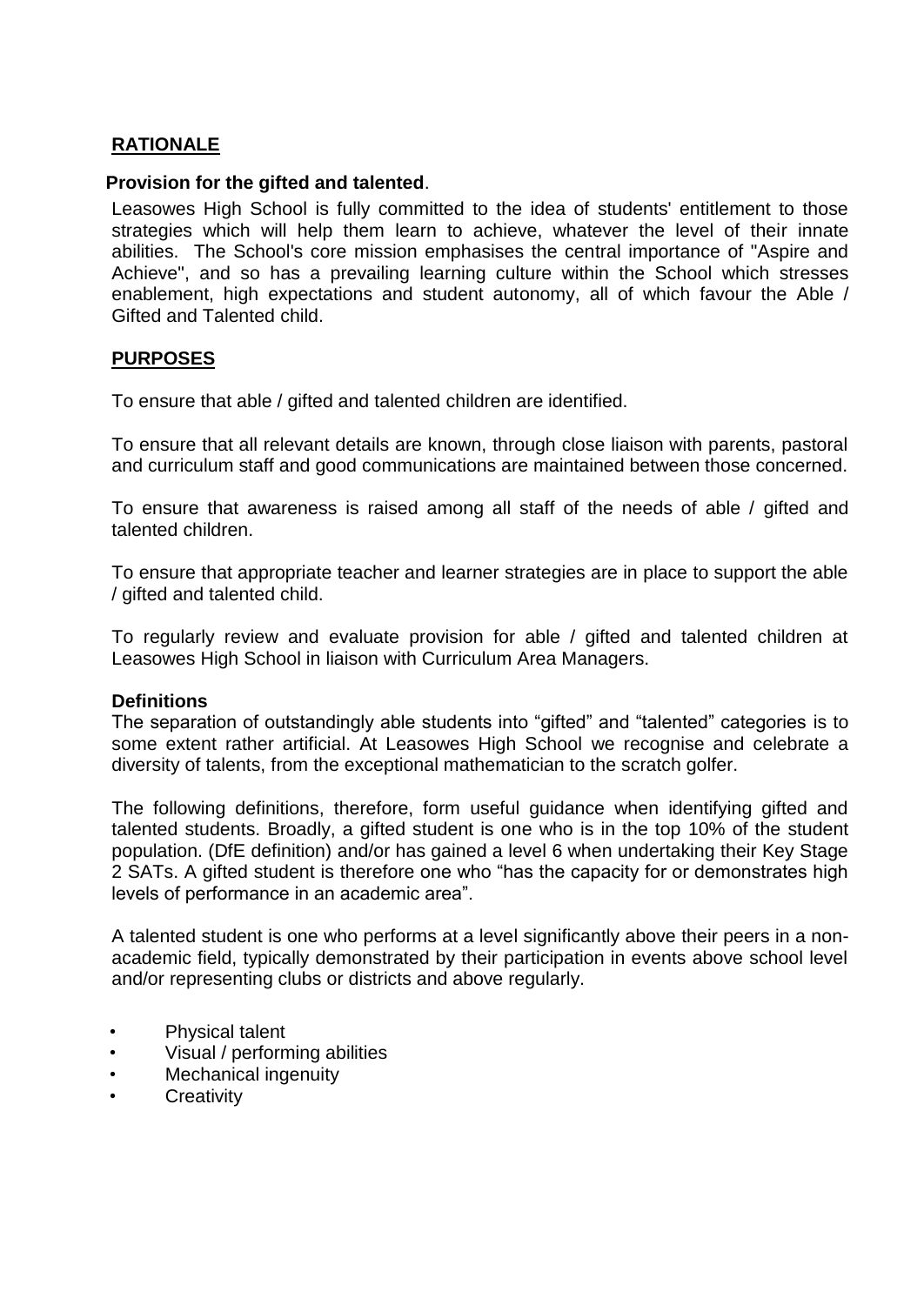## RATIONALE

**Provision for the gifted and talented**.

Leasowes High School is fully committed to the idea of students' entitlement to those strategies which will help them learn to achieve, whatever the level of their innate abilities. The School's core mission emphasises the central importance of "Aspire and Achieve", and so has a prevailing learning culture within the School which stresses enablement, high expectations and student autonomy, all of which favour the Able / Gifted and Talented child.

## PURPOSES

To ensure that able / gifted and talented children are identified.

To ensure that all relevant details are known, through close liaison with parents, pastoral and curriculum staff and good communications are maintained between those concerned.

To ensure that awareness is raised among all staff of the needs of able / gifted and talented children.

To ensure that appropriate teacher and learner strategies are in place to support the able / gifted and talented child.

To regularly review and evaluate provision for able / gifted and talented children at Leasowes High School in liaison with Curriculum Area Managers.

### Definitions

The separation of outstandingly able students into “gifted” and “talented” categories is to some extent rather artificial. At Leasowes High School we recognise and celebrate a diversity of talents, from the exceptional mathematician to the scratch golfer.

The following definitions, therefore, form useful guidance when identifying gifted and talented students. Broadly, a gifted student is one who is in the top 10% of the student population. (DfE definition) and/or has gained a level 6 when undertaking their Key Stage 2 SATs. A gifted student is therefore one who “has the capacity for or demonstrates high levels of performance in an academic area”.

A talented student is one who performs at a level significantly above their peers in a non-academic field, typically demonstrated by their participation in events above school level and/or representing clubs or districts and above regularly.

- Physical talent
- Visual / performing abilities
- Mechanical ingenuity
- Creativity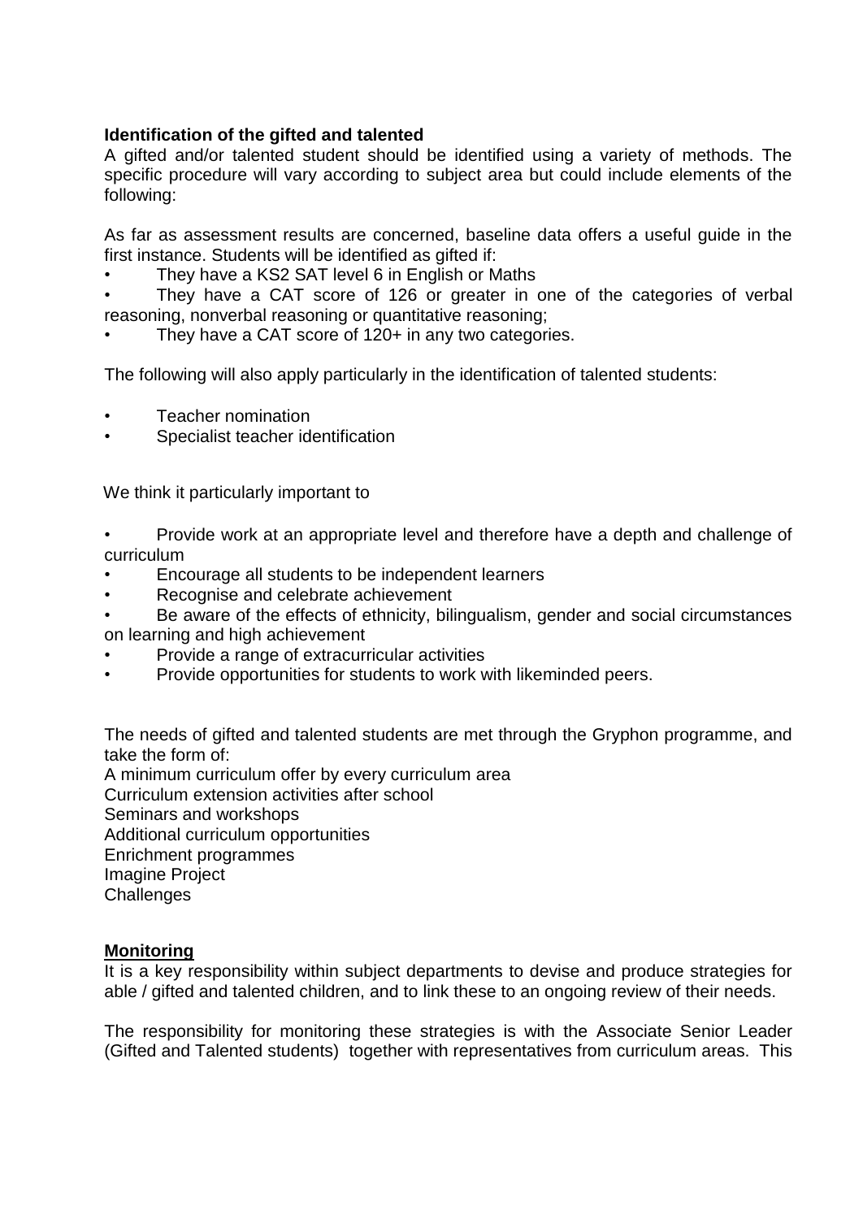**Identification of the gifted and talented**

A gifted and/or talented student should be identified using a variety of methods. The specific procedure will vary according to subject area but could include elements of the following:

As far as assessment results are concerned, baseline data offers a useful guide in the first instance. Students will be identified as gifted if:

- They have a KS2 SAT level 6 in English or Maths
- They have a CAT score of 126 or greater in one of the categories of verbal reasoning, nonverbal reasoning or quantitative reasoning;
- They have a CAT score of 120+ in any two categories.

The following will also apply particularly in the identification of talented students:

- Teacher nomination
- Specialist teacher identification

We think it particularly important to

- Provide work at an appropriate level and therefore have a depth and challenge of curriculum
- Encourage all students to be independent learners
- Recognise and celebrate achievement
- Be aware of the effects of ethnicity, bilingualism, gender and social circumstances on learning and high achievement
- Provide a range of extracurricular activities
- Provide opportunities for students to work with likeminded peers.

The needs of gifted and talented students are met through the Gryphon programme, and take the form of:

A minimum curriculum offer by every curriculum area
Curriculum extension activities after school
Seminars and workshops
Additional curriculum opportunities
Enrichment programmes
Imagine Project
Challenges

**Monitoring**

It is a key responsibility within subject departments to devise and produce strategies for able / gifted and talented children, and to link these to an ongoing review of their needs.

The responsibility for monitoring these strategies is with the Associate Senior Leader (Gifted and Talented students) together with representatives from curriculum areas. This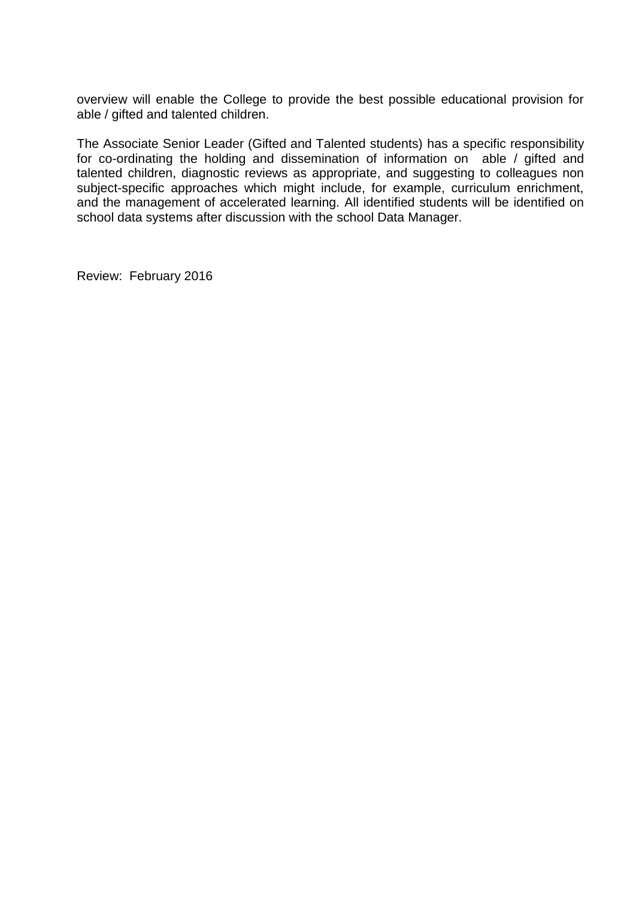overview will enable the College to provide the best possible educational provision for able / gifted and talented children.

The Associate Senior Leader (Gifted and Talented students) has a specific responsibility for co-ordinating the holding and dissemination of information on able / gifted and talented children, diagnostic reviews as appropriate, and suggesting to colleagues non subject-specific approaches which might include, for example, curriculum enrichment, and the management of accelerated learning. All identified students will be identified on school data systems after discussion with the school Data Manager.

Review: February 2016